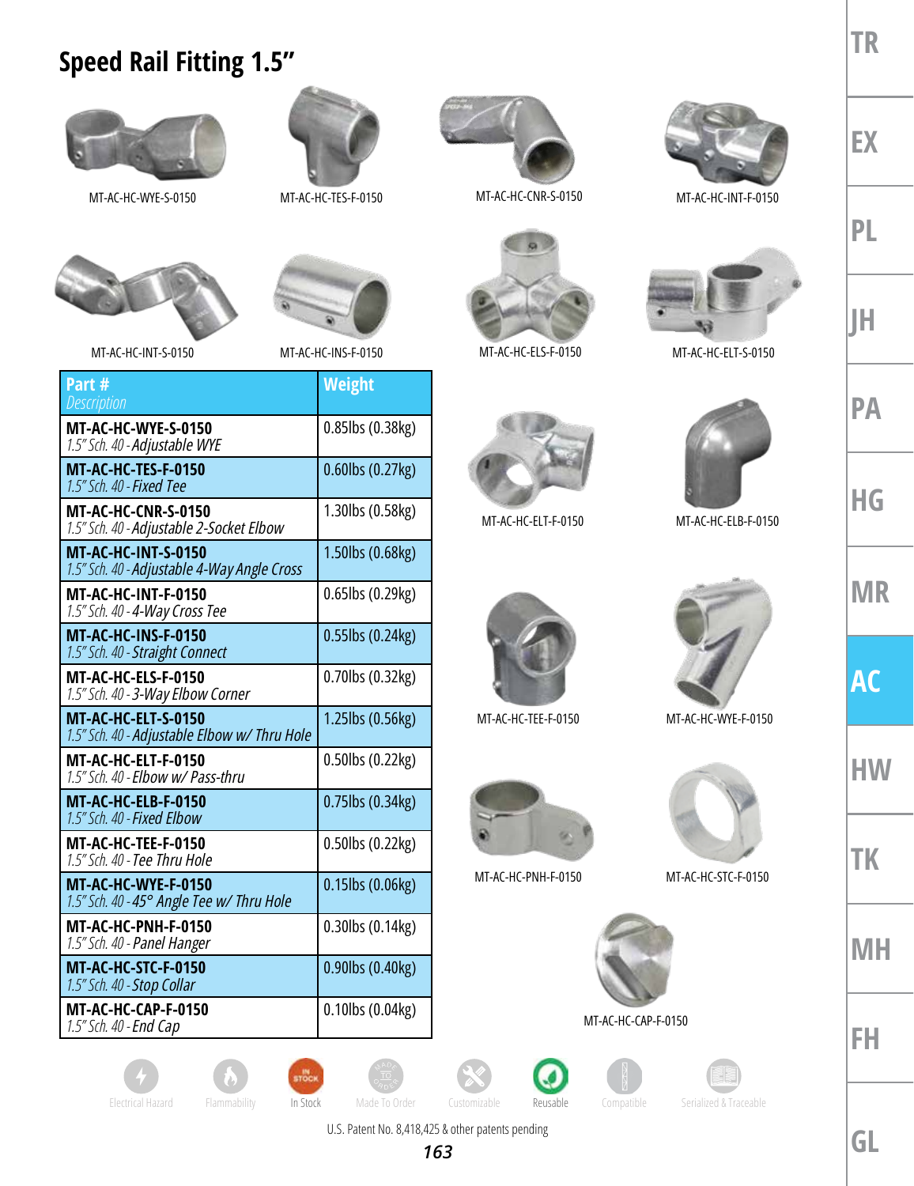# Speed Rail Fitting 1.5"

MT-AC-HC-WYE-S-0150

MT-AC-HC-TES-F-0150

MT-AC-HC-CNR-S-0150

MT-AC-HC-INT-F-0150

MT-AC-HC-INT-S-0150

MT-AC-HC-INS-F-0150

MT-AC-HC-ELS-F-0150

MT-AC-HC-ELT-S-0150

| **Part #** *Description* | **Weight** |
|---|---|
| **MT-AC-HC-WYE-S-0150** *1.5" Sch. 40 - Adjustable WYE* | 0.85lbs (0.38kg) |
| **MT-AC-HC-TES-F-0150** *1.5" Sch. 40 - Fixed Tee* | 0.60lbs (0.27kg) |
| **MT-AC-HC-CNR-S-0150** *1.5" Sch. 40 - Adjustable 2-Socket Elbow* | 1.30lbs (0.58kg) |
| **MT-AC-HC-INT-S-0150** *1.5" Sch. 40 - Adjustable 4-Way Angle Cross* | 1.50lbs (0.68kg) |
| **MT-AC-HC-INT-F-0150** *1.5" Sch. 40 - 4-Way Cross Tee* | 0.65lbs (0.29kg) |
| **MT-AC-HC-INS-F-0150** *1.5" Sch. 40 - Straight Connect* | 0.55lbs (0.24kg) |
| **MT-AC-HC-ELS-F-0150** *1.5" Sch. 40 - 3-Way Elbow Corner* | 0.70lbs (0.32kg) |
| **MT-AC-HC-ELT-S-0150** *1.5" Sch. 40 - Adjustable Elbow w/ Thru Hole* | 1.25lbs (0.56kg) |
| **MT-AC-HC-ELT-F-0150** *1.5" Sch. 40 - Elbow w/ Pass-thru* | 0.50lbs (0.22kg) |
| **MT-AC-HC-ELB-F-0150** *1.5" Sch. 40 - Fixed Elbow* | 0.75lbs (0.34kg) |
| **MT-AC-HC-TEE-F-0150** *1.5" Sch. 40 - Tee Thru Hole* | 0.50lbs (0.22kg) |
| **MT-AC-HC-WYE-F-0150** *1.5" Sch. 40 - 45° Angle Tee w/ Thru Hole* | 0.15lbs (0.06kg) |
| **MT-AC-HC-PNH-F-0150** *1.5" Sch. 40 - Panel Hanger* | 0.30lbs (0.14kg) |
| **MT-AC-HC-STC-F-0150** *1.5" Sch. 40 - Stop Collar* | 0.90lbs (0.40kg) |
| **MT-AC-HC-CAP-F-0150** *1.5" Sch. 40 - End Cap* | 0.10lbs (0.04kg) |

MT-AC-HC-ELT-F-0150

MT-AC-HC-ELB-F-0150

MT-AC-HC-TEE-F-0150

MT-AC-HC-WYE-F-0150

MT-AC-HC-PNH-F-0150

MT-AC-HC-STC-F-0150

MT-AC-HC-CAP-F-0150

Electrical Hazard | Flammability | In Stock | Made To Order | Customizable | Reusable | Compatible | Serialized & Traceable

U.S. Patent No. 8,418,425 & other patents pending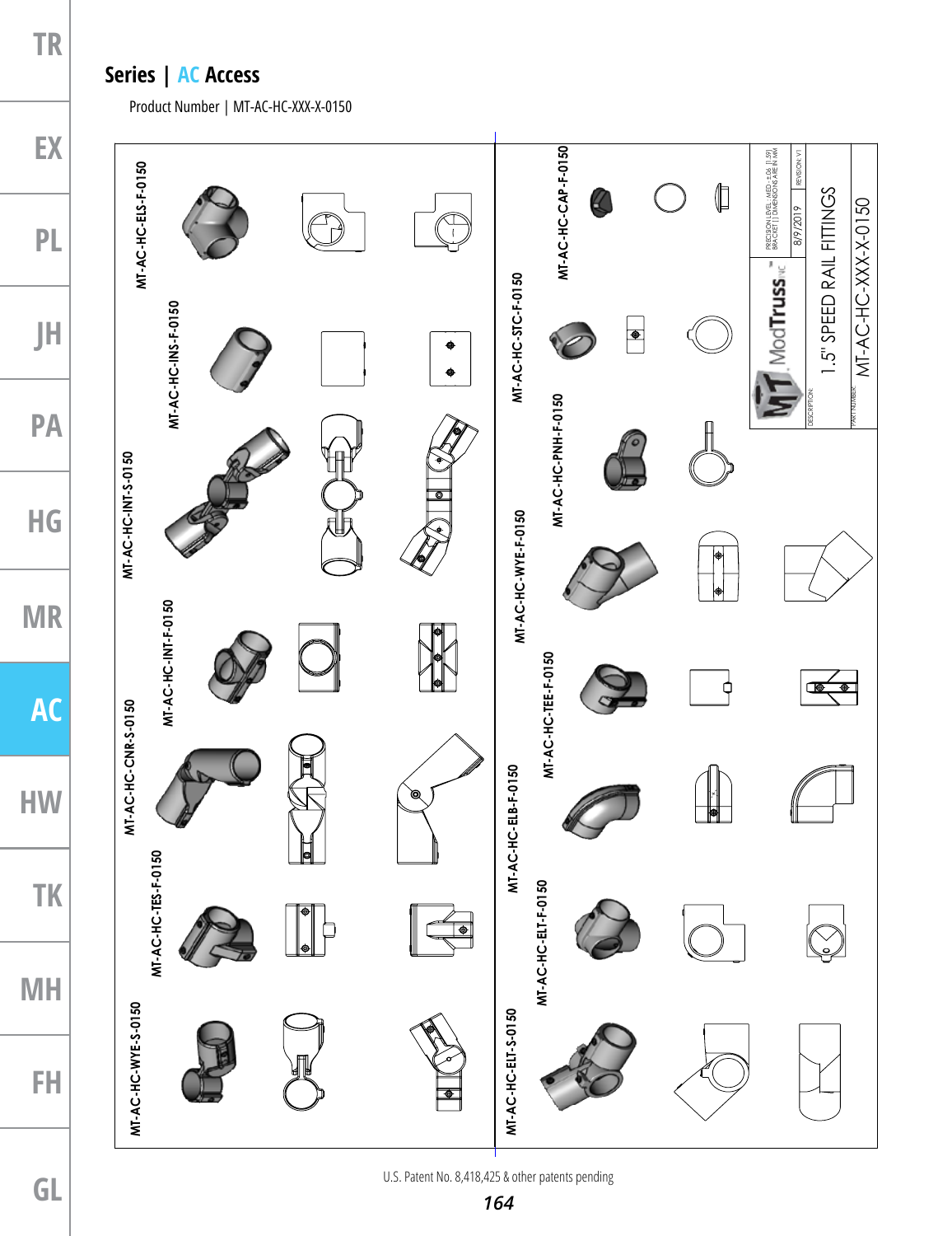## Series | AC Access

Product Number | MT-AC-HC-XXX-X-0150

MT-AC-HC-WYE-S-0150

MT-AC-HC-TES-F-0150

MT-AC-HC-CNR-S-0150

MT-AC-HC-INT-F-0150

MT-AC-HC-INT-S-0150

MT-AC-HC-INS-F-0150

MT-AC-HC-ELS-F-0150

MT-AC-HC-ELT-S-0150

MT-AC-HC-ELT-F-0150

MT-AC-HC-ELB-F-0150

MT-AC-HC-TEE-F-0150

MT-AC-HC-WYE-F-0150

MT-AC-HC-PNH-F-0150

MT-AC-HC-STC-F-0150

MT-AC-HC-CAP-F-0150

PRECISION LEVEL : MED - ±.06 [1.59]
BRACKET [ ] DIMENSIONS ARE IN MM

REVISION: V1

8/9/2019

ModTruss INC.

DESCRIPTION: 1.5" SPEED RAIL FITTINGS

PART NUMBER: MT-AC-HC-XXX-X-0150

U.S. Patent No. 8,418,425 & other patents pending